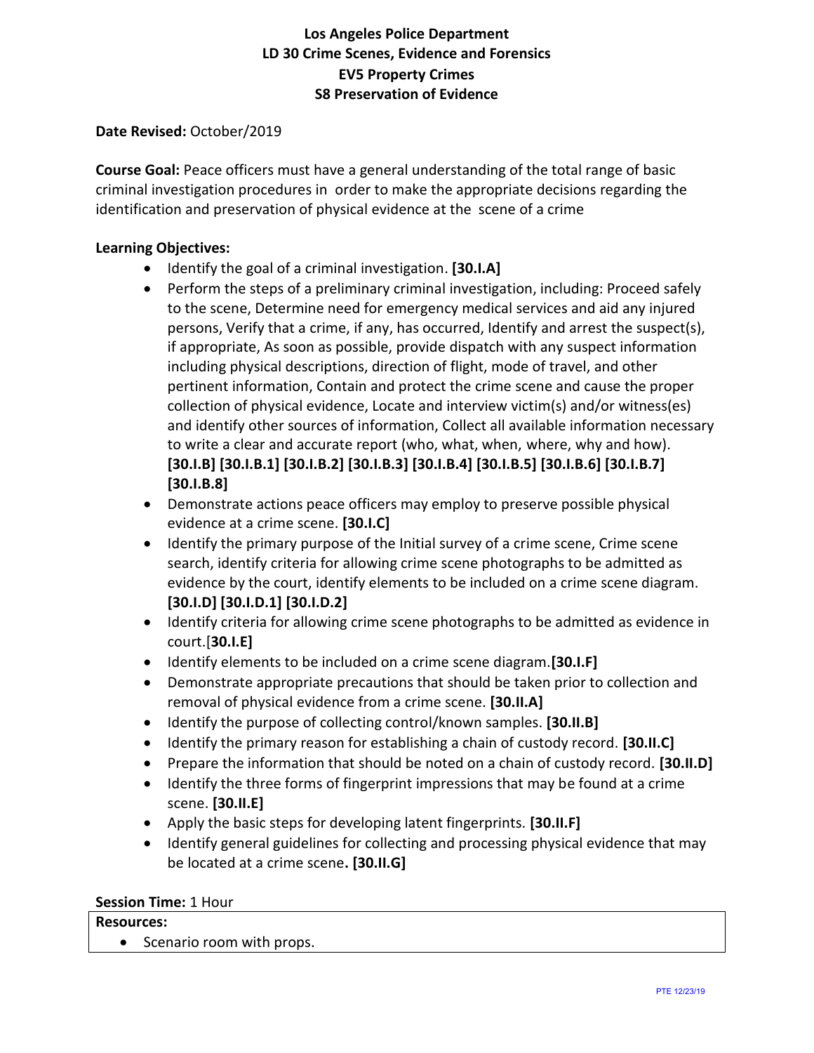# Los Angeles Police Department
## LD 30 Crime Scenes, Evidence and Forensics
## EV5 Property Crimes
## S8 Preservation of Evidence

**Date Revised:** October/2019

**Course Goal:** Peace officers must have a general understanding of the total range of basic criminal investigation procedures in order to make the appropriate decisions regarding the identification and preservation of physical evidence at the scene of a crime

**Learning Objectives:**

- Identify the goal of a criminal investigation. **[30.I.A]**
- Perform the steps of a preliminary criminal investigation, including: Proceed safely to the scene, Determine need for emergency medical services and aid any injured persons, Verify that a crime, if any, has occurred, Identify and arrest the suspect(s), if appropriate, As soon as possible, provide dispatch with any suspect information including physical descriptions, direction of flight, mode of travel, and other pertinent information, Contain and protect the crime scene and cause the proper collection of physical evidence, Locate and interview victim(s) and/or witness(es) and identify other sources of information, Collect all available information necessary to write a clear and accurate report (who, what, when, where, why and how). **[30.I.B] [30.I.B.1] [30.I.B.2] [30.I.B.3] [30.I.B.4] [30.I.B.5] [30.I.B.6] [30.I.B.7] [30.I.B.8]**
- Demonstrate actions peace officers may employ to preserve possible physical evidence at a crime scene. **[30.I.C]**
- Identify the primary purpose of the Initial survey of a crime scene, Crime scene search, identify criteria for allowing crime scene photographs to be admitted as evidence by the court, identify elements to be included on a crime scene diagram. **[30.I.D] [30.I.D.1] [30.I.D.2]**
- Identify criteria for allowing crime scene photographs to be admitted as evidence in court.[**30.I.E]**
- Identify elements to be included on a crime scene diagram.**[30.I.F]**
- Demonstrate appropriate precautions that should be taken prior to collection and removal of physical evidence from a crime scene. **[30.II.A]**
- Identify the purpose of collecting control/known samples. **[30.II.B]**
- Identify the primary reason for establishing a chain of custody record. **[30.II.C]**
- Prepare the information that should be noted on a chain of custody record. **[30.II.D]**
- Identify the three forms of fingerprint impressions that may be found at a crime scene. **[30.II.E]**
- Apply the basic steps for developing latent fingerprints. **[30.II.F]**
- Identify general guidelines for collecting and processing physical evidence that may be located at a crime scene**. [30.II.G]**

**Session Time:** 1 Hour

**Resources:**

- Scenario room with props.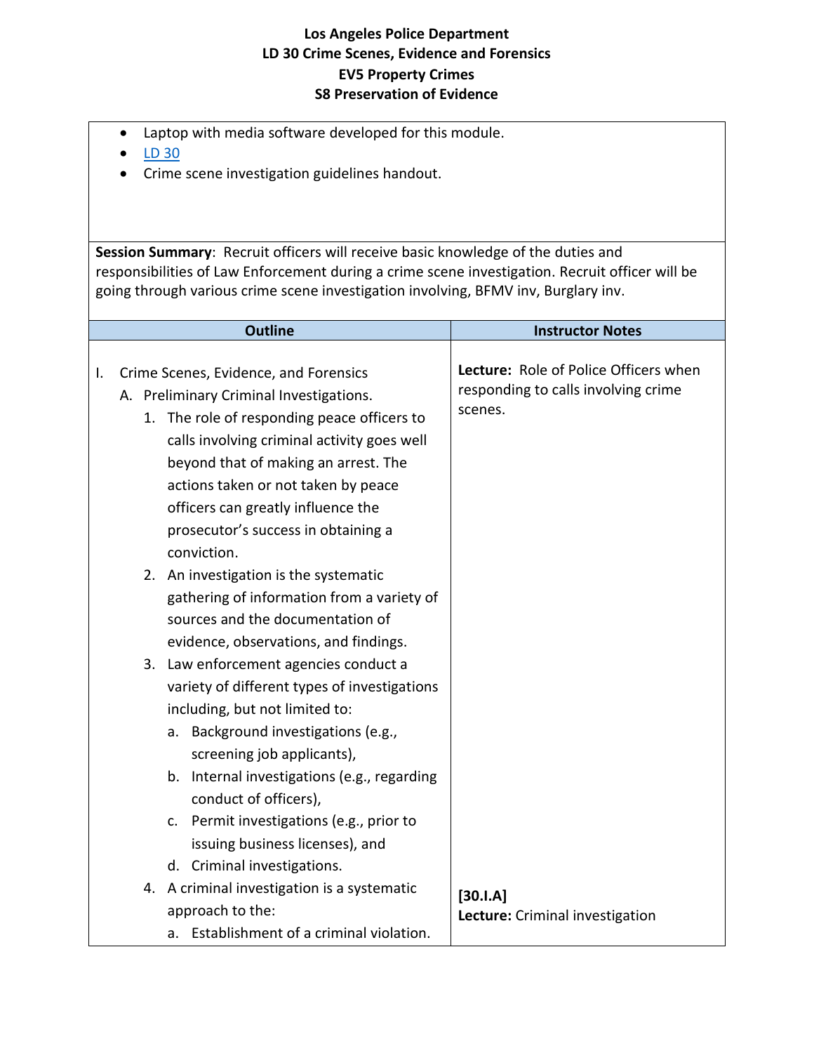- Laptop with media software developed for this module.
- LD 30
- Crime scene investigation guidelines handout.

**Session Summary**: Recruit officers will receive basic knowledge of the duties and responsibilities of Law Enforcement during a crime scene investigation. Recruit officer will be going through various crime scene investigation involving, BFMV inv, Burglary inv.

| Outline | Instructor Notes |
|---|---|
| I. Crime Scenes, Evidence, and Forensics<br>A. Preliminary Criminal Investigations.<br>1. The role of responding peace officers to calls involving criminal activity goes well beyond that of making an arrest. The actions taken or not taken by peace officers can greatly influence the prosecutor's success in obtaining a conviction.<br>2. An investigation is the systematic gathering of information from a variety of sources and the documentation of evidence, observations, and findings.<br>3. Law enforcement agencies conduct a variety of different types of investigations including, but not limited to:<br>a. Background investigations (e.g., screening job applicants),<br>b. Internal investigations (e.g., regarding conduct of officers),<br>c. Permit investigations (e.g., prior to issuing business licenses), and<br>d. Criminal investigations. | **Lecture:** Role of Police Officers when responding to calls involving crime scenes. |
| 4. A criminal investigation is a systematic approach to the:<br>a. Establishment of a criminal violation. | **[30.I.A]**<br>**Lecture:** Criminal investigation |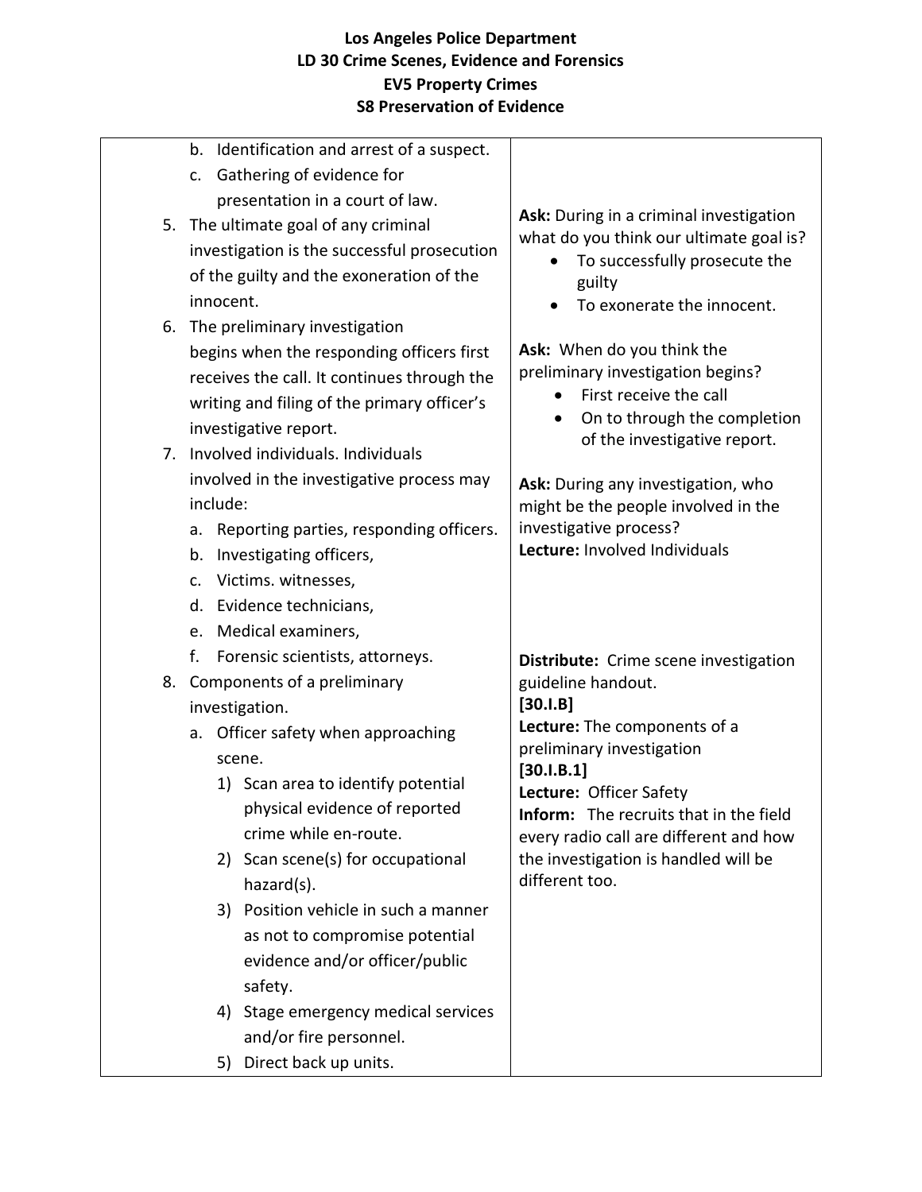| | |
|---|---|
| b. Identification and arrest of a suspect.<br>c. Gathering of evidence for presentation in a court of law.<br>5. The ultimate goal of any criminal investigation is the successful prosecution of the guilty and the exoneration of the innocent. | **Ask:** During in a criminal investigation what do you think our ultimate goal is?<br>• To successfully prosecute the guilty<br>• To exonerate the innocent. |
| 6. The preliminary investigation begins when the responding officers first receives the call. It continues through the writing and filing of the primary officer's investigative report. | **Ask:** When do you think the preliminary investigation begins?<br>• First receive the call<br>• On to through the completion of the investigative report. |
| 7. Involved individuals. Individuals involved in the investigative process may include:<br>a. Reporting parties, responding officers.<br>b. Investigating officers,<br>c. Victims. witnesses,<br>d. Evidence technicians,<br>e. Medical examiners,<br>f. Forensic scientists, attorneys. | **Ask:** During any investigation, who might be the people involved in the investigative process?<br>**Lecture:** Involved Individuals |
| 8. Components of a preliminary investigation.<br>a. Officer safety when approaching scene.<br>1) Scan area to identify potential physical evidence of reported crime while en-route.<br>2) Scan scene(s) for occupational hazard(s).<br>3) Position vehicle in such a manner as not to compromise potential evidence and/or officer/public safety.<br>4) Stage emergency medical services and/or fire personnel.<br>5) Direct back up units. | **Distribute:** Crime scene investigation guideline handout.<br>**[30.I.B]**<br>**Lecture:** The components of a preliminary investigation<br>**[30.I.B.1]**<br>**Lecture:** Officer Safety<br>**Inform:** The recruits that in the field every radio call are different and how the investigation is handled will be different too. |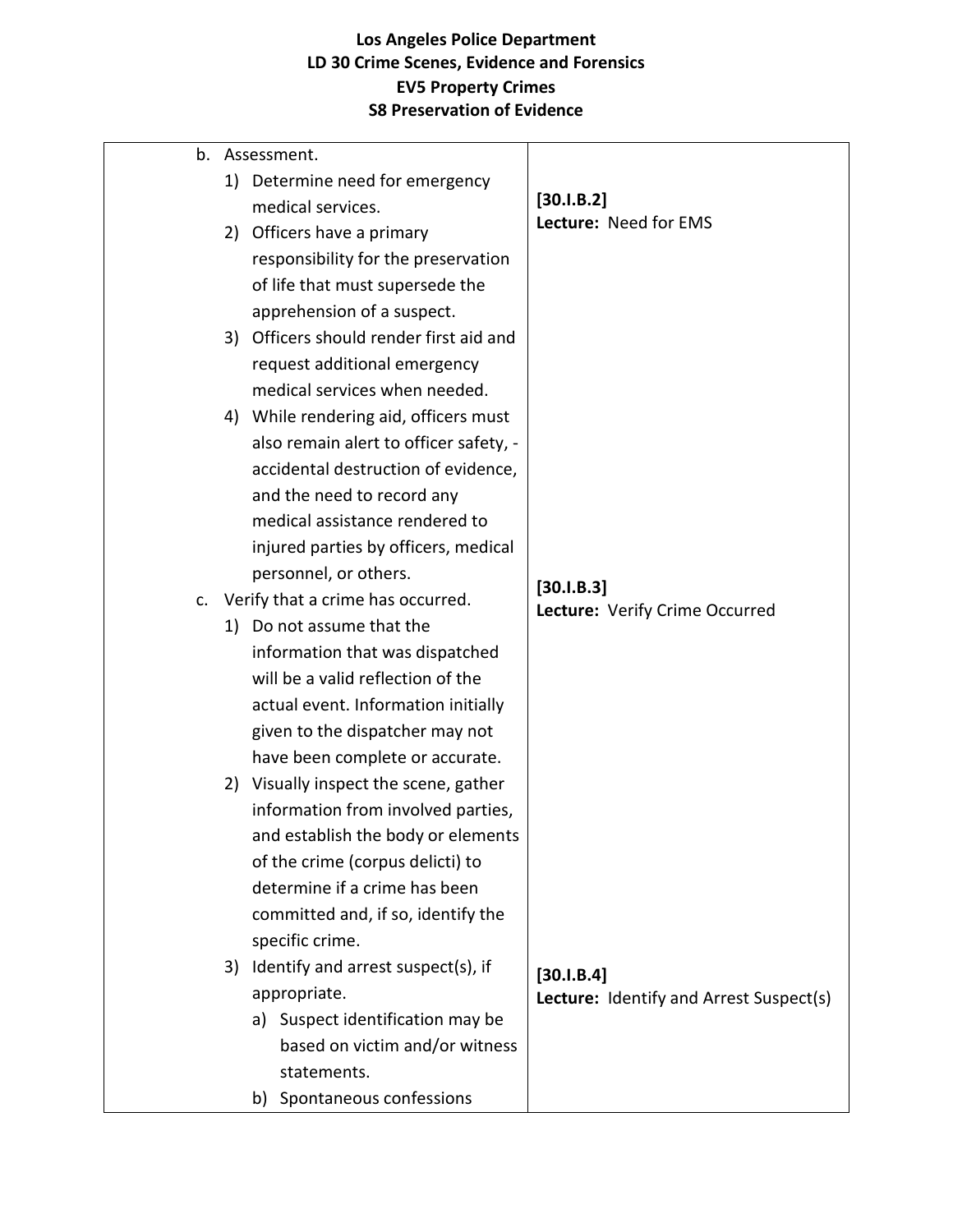**Los Angeles Police Department**
**LD 30 Crime Scenes, Evidence and Forensics**
**EV5 Property Crimes**
**S8 Preservation of Evidence**

| | |
|---|---|
| b. Assessment.<br>1) Determine need for emergency medical services.<br>2) Officers have a primary responsibility for the preservation of life that must supersede the apprehension of a suspect.<br>3) Officers should render first aid and request additional emergency medical services when needed.<br>4) While rendering aid, officers must also remain alert to officer safety, - accidental destruction of evidence, and the need to record any medical assistance rendered to injured parties by officers, medical personnel, or others. | **[30.I.B.2]**<br>**Lecture:** Need for EMS |
| c. Verify that a crime has occurred.<br>1) Do not assume that the information that was dispatched will be a valid reflection of the actual event. Information initially given to the dispatcher may not have been complete or accurate.<br>2) Visually inspect the scene, gather information from involved parties, and establish the body or elements of the crime (corpus delicti) to determine if a crime has been committed and, if so, identify the specific crime. | **[30.I.B.3]**<br>**Lecture:** Verify Crime Occurred |
| 3) Identify and arrest suspect(s), if appropriate.<br>a) Suspect identification may be based on victim and/or witness statements.<br>b) Spontaneous confessions | **[30.I.B.4]**<br>**Lecture:** Identify and Arrest Suspect(s) |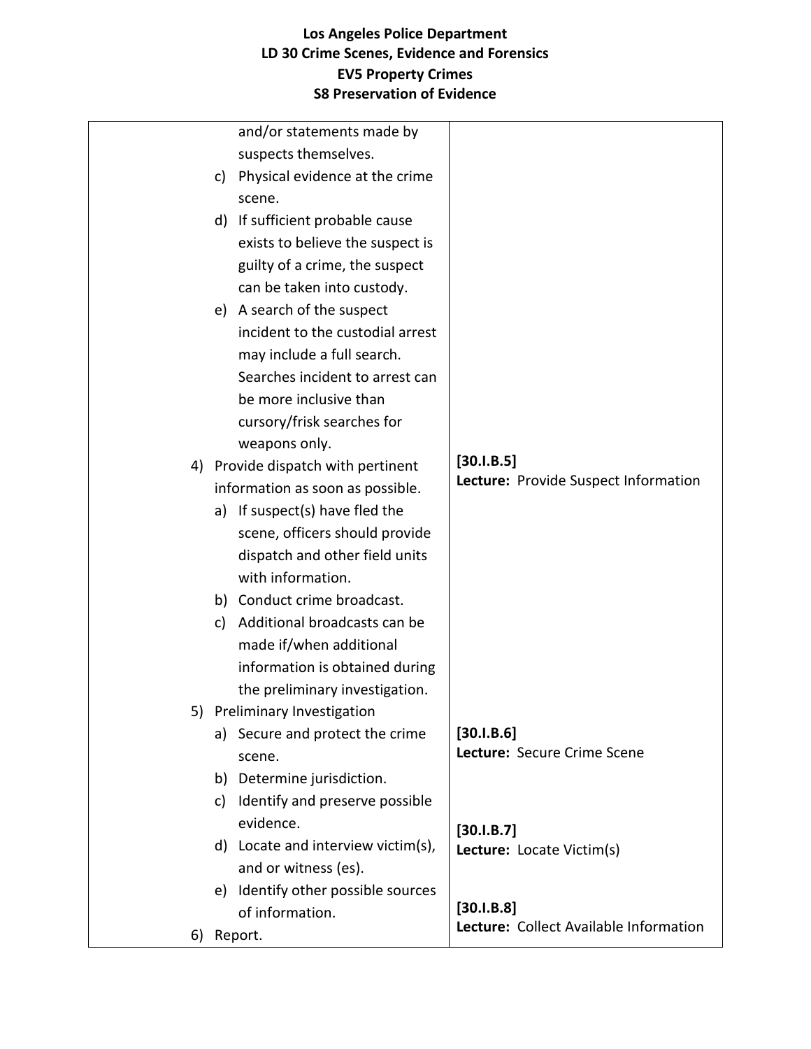| | |
|---|---|
| and/or statements made by suspects themselves.<br>c) Physical evidence at the crime scene.<br>d) If sufficient probable cause exists to believe the suspect is guilty of a crime, the suspect can be taken into custody.<br>e) A search of the suspect incident to the custodial arrest may include a full search. Searches incident to arrest can be more inclusive than cursory/frisk searches for weapons only. | |
| 4) Provide dispatch with pertinent information as soon as possible.<br>a) If suspect(s) have fled the scene, officers should provide dispatch and other field units with information.<br>b) Conduct crime broadcast.<br>c) Additional broadcasts can be made if/when additional information is obtained during the preliminary investigation. | **[30.I.B.5]**<br>**Lecture:** Provide Suspect Information |
| 5) Preliminary Investigation<br>a) Secure and protect the crime scene.<br>b) Determine jurisdiction. | **[30.I.B.6]**<br>**Lecture:** Secure Crime Scene |
| c) Identify and preserve possible evidence.<br>d) Locate and interview victim(s), and or witness (es). | **[30.I.B.7]**<br>**Lecture:** Locate Victim(s) |
| e) Identify other possible sources of information.<br>6) Report. | **[30.I.B.8]**<br>**Lecture:** Collect Available Information |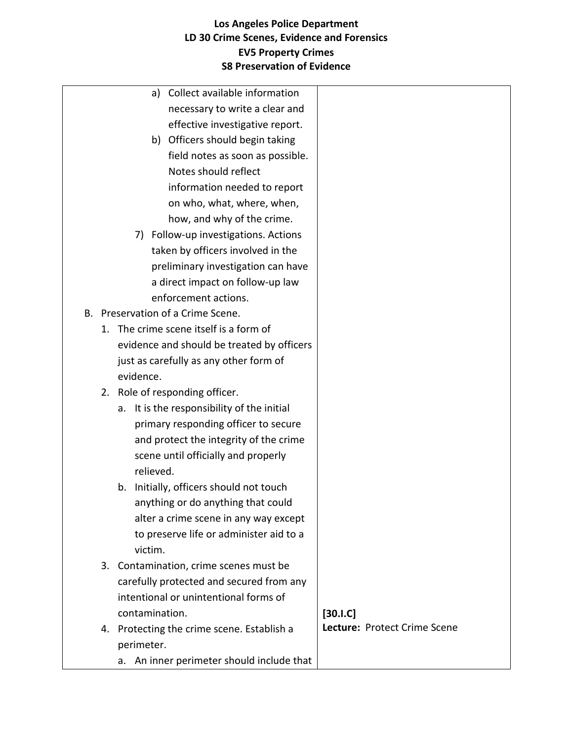| | |
|---|---|
| a) Collect available information necessary to write a clear and effective investigative report.<br>b) Officers should begin taking field notes as soon as possible. Notes should reflect information needed to report on who, what, where, when, how, and why of the crime.<br>7) Follow-up investigations. Actions taken by officers involved in the preliminary investigation can have a direct impact on follow-up law enforcement actions.<br>B. Preservation of a Crime Scene.<br>1. The crime scene itself is a form of evidence and should be treated by officers just as carefully as any other form of evidence.<br>2. Role of responding officer.<br>a. It is the responsibility of the initial primary responding officer to secure and protect the integrity of the crime scene until officially and properly relieved.<br>b. Initially, officers should not touch anything or do anything that could alter a crime scene in any way except to preserve life or administer aid to a victim.<br>3. Contamination, crime scenes must be carefully protected and secured from any intentional or unintentional forms of contamination.<br>4. Protecting the crime scene. Establish a perimeter.<br>a. An inner perimeter should include that | **[30.I.C]**<br>**Lecture:** Protect Crime Scene |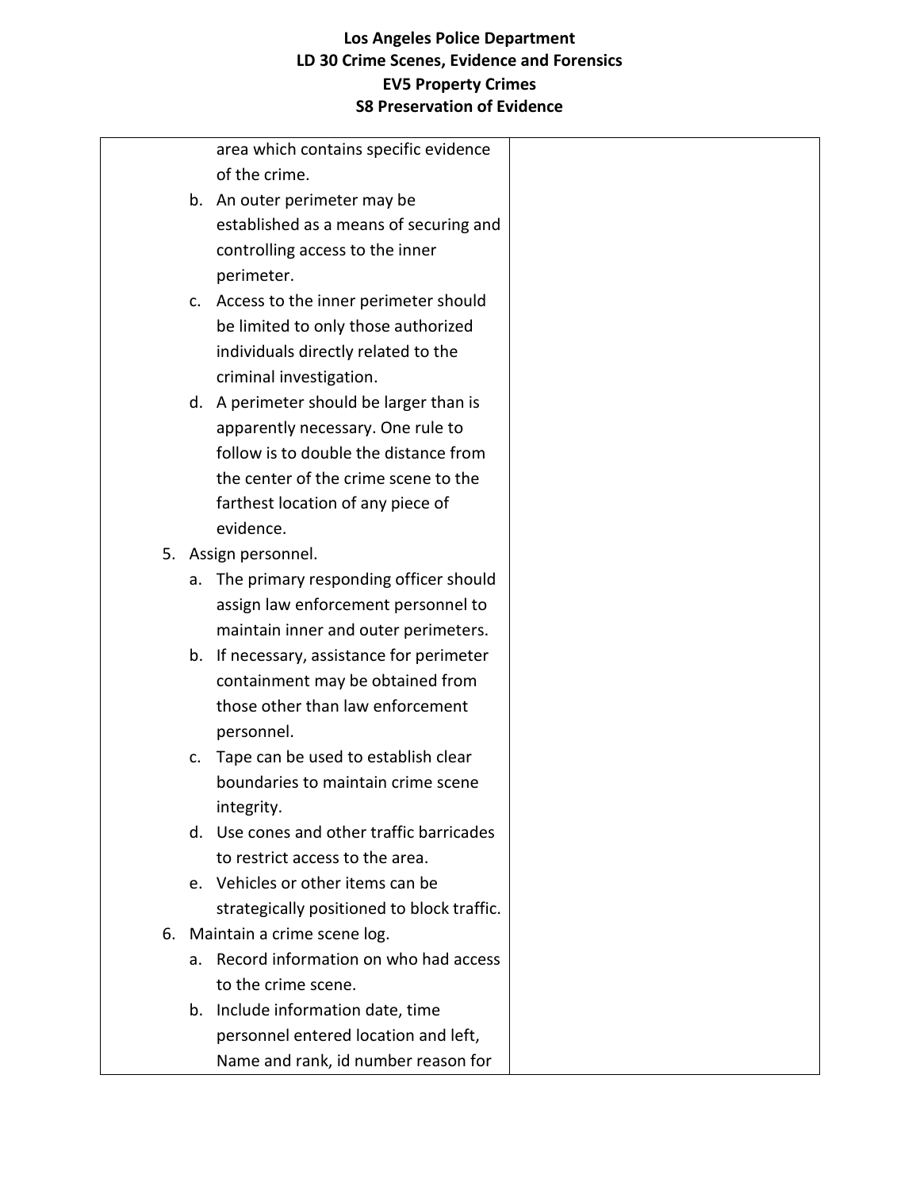| | |
|---|---|
| area which contains specific evidence of the crime.<br>b. An outer perimeter may be established as a means of securing and controlling access to the inner perimeter.<br>c. Access to the inner perimeter should be limited to only those authorized individuals directly related to the criminal investigation.<br>d. A perimeter should be larger than is apparently necessary. One rule to follow is to double the distance from the center of the crime scene to the farthest location of any piece of evidence.<br>5. Assign personnel.<br>a. The primary responding officer should assign law enforcement personnel to maintain inner and outer perimeters.<br>b. If necessary, assistance for perimeter containment may be obtained from those other than law enforcement personnel.<br>c. Tape can be used to establish clear boundaries to maintain crime scene integrity.<br>d. Use cones and other traffic barricades to restrict access to the area.<br>e. Vehicles or other items can be strategically positioned to block traffic.<br>6. Maintain a crime scene log.<br>a. Record information on who had access to the crime scene.<br>b. Include information date, time personnel entered location and left, Name and rank, id number reason for | |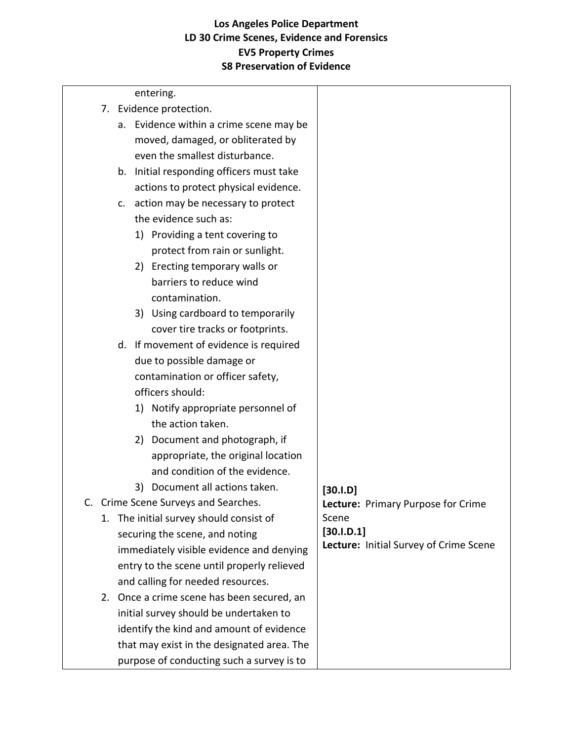| | |
|---|---|
| entering.<br>7. Evidence protection.<br>a. Evidence within a crime scene may be moved, damaged, or obliterated by even the smallest disturbance.<br>b. Initial responding officers must take actions to protect physical evidence.<br>c. action may be necessary to protect the evidence such as:<br>1) Providing a tent covering to protect from rain or sunlight.<br>2) Erecting temporary walls or barriers to reduce wind contamination.<br>3) Using cardboard to temporarily cover tire tracks or footprints.<br>d. If movement of evidence is required due to possible damage or contamination or officer safety, officers should:<br>1) Notify appropriate personnel of the action taken.<br>2) Document and photograph, if appropriate, the original location and condition of the evidence.<br>3) Document all actions taken. | |
| C. Crime Scene Surveys and Searches.<br>1. The initial survey should consist of securing the scene, and noting immediately visible evidence and denying entry to the scene until properly relieved and calling for needed resources.<br>2. Once a crime scene has been secured, an initial survey should be undertaken to identify the kind and amount of evidence that may exist in the designated area. The purpose of conducting such a survey is to | **[30.I.D]**<br>**Lecture:** Primary Purpose for Crime Scene<br>**[30.I.D.1]**<br>**Lecture:** Initial Survey of Crime Scene |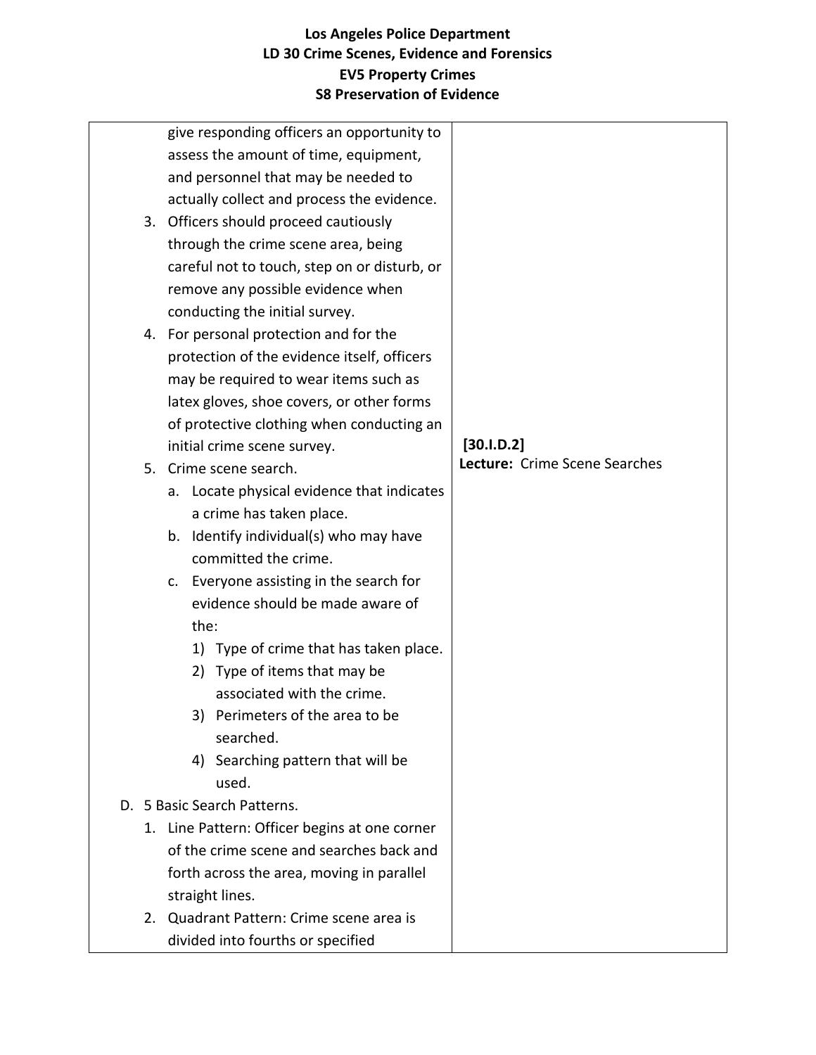| | |
|---|---|
| give responding officers an opportunity to assess the amount of time, equipment, and personnel that may be needed to actually collect and process the evidence.<br>3. Officers should proceed cautiously through the crime scene area, being careful not to touch, step on or disturb, or remove any possible evidence when conducting the initial survey.<br>4. For personal protection and for the protection of the evidence itself, officers may be required to wear items such as latex gloves, shoe covers, or other forms of protective clothing when conducting an initial crime scene survey.<br>5. Crime scene search.<br>&nbsp;&nbsp;&nbsp;&nbsp;a. Locate physical evidence that indicates a crime has taken place.<br>&nbsp;&nbsp;&nbsp;&nbsp;b. Identify individual(s) who may have committed the crime.<br>&nbsp;&nbsp;&nbsp;&nbsp;c. Everyone assisting in the search for evidence should be made aware of the:<br>&nbsp;&nbsp;&nbsp;&nbsp;&nbsp;&nbsp;&nbsp;&nbsp;1) Type of crime that has taken place.<br>&nbsp;&nbsp;&nbsp;&nbsp;&nbsp;&nbsp;&nbsp;&nbsp;2) Type of items that may be associated with the crime.<br>&nbsp;&nbsp;&nbsp;&nbsp;&nbsp;&nbsp;&nbsp;&nbsp;3) Perimeters of the area to be searched.<br>&nbsp;&nbsp;&nbsp;&nbsp;&nbsp;&nbsp;&nbsp;&nbsp;4) Searching pattern that will be used.<br>D. 5 Basic Search Patterns.<br>1. Line Pattern: Officer begins at one corner of the crime scene and searches back and forth across the area, moving in parallel straight lines.<br>2. Quadrant Pattern: Crime scene area is divided into fourths or specified | **[30.I.D.2]**<br>**Lecture:** Crime Scene Searches |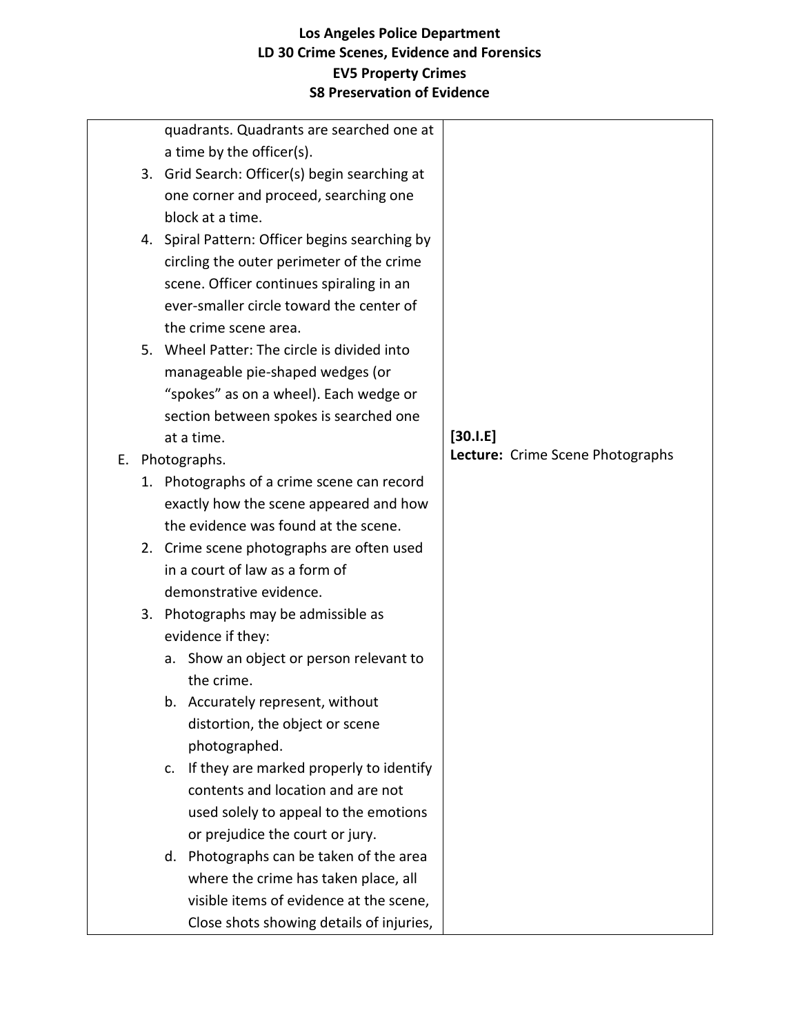| | |
|---|---|
| quadrants. Quadrants are searched one at a time by the officer(s).<br>3. Grid Search: Officer(s) begin searching at one corner and proceed, searching one block at a time.<br>4. Spiral Pattern: Officer begins searching by circling the outer perimeter of the crime scene. Officer continues spiraling in an ever-smaller circle toward the center of the crime scene area.<br>5. Wheel Patter: The circle is divided into manageable pie-shaped wedges (or "spokes" as on a wheel). Each wedge or section between spokes is searched one at a time. | |
| E. Photographs.<br>1. Photographs of a crime scene can record exactly how the scene appeared and how the evidence was found at the scene.<br>2. Crime scene photographs are often used in a court of law as a form of demonstrative evidence.<br>3. Photographs may be admissible as evidence if they:<br>a. Show an object or person relevant to the crime.<br>b. Accurately represent, without distortion, the object or scene photographed.<br>c. If they are marked properly to identify contents and location and are not used solely to appeal to the emotions or prejudice the court or jury.<br>d. Photographs can be taken of the area where the crime has taken place, all visible items of evidence at the scene, Close shots showing details of injuries, | **[30.I.E]**<br>**Lecture:** Crime Scene Photographs |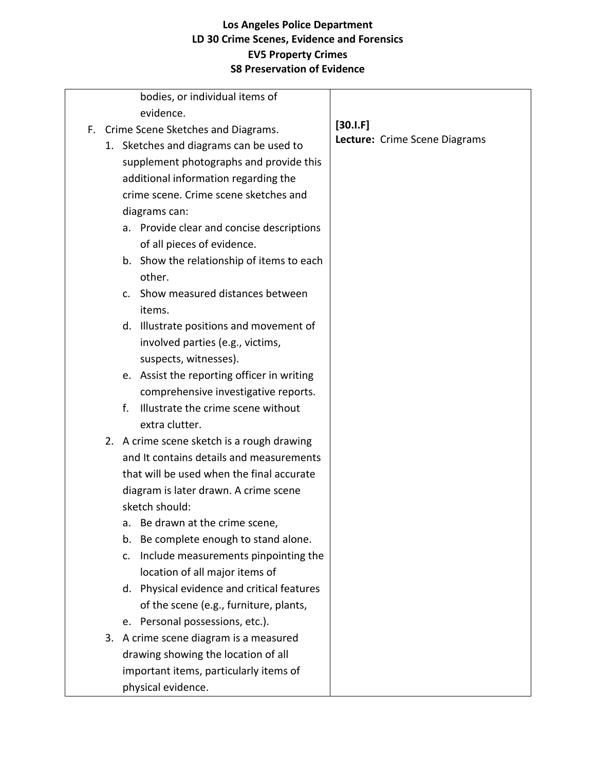| | |
|---|---|
| bodies, or individual items of evidence.<br>F. Crime Scene Sketches and Diagrams.<br>1. Sketches and diagrams can be used to supplement photographs and provide this additional information regarding the crime scene. Crime scene sketches and diagrams can:<br>a. Provide clear and concise descriptions of all pieces of evidence.<br>b. Show the relationship of items to each other.<br>c. Show measured distances between items.<br>d. Illustrate positions and movement of involved parties (e.g., victims, suspects, witnesses).<br>e. Assist the reporting officer in writing comprehensive investigative reports.<br>f. Illustrate the crime scene without extra clutter.<br>2. A crime scene sketch is a rough drawing and It contains details and measurements that will be used when the final accurate diagram is later drawn. A crime scene sketch should:<br>a. Be drawn at the crime scene,<br>b. Be complete enough to stand alone.<br>c. Include measurements pinpointing the location of all major items of<br>d. Physical evidence and critical features of the scene (e.g., furniture, plants,<br>e. Personal possessions, etc.).<br>3. A crime scene diagram is a measured drawing showing the location of all important items, particularly items of physical evidence. | **[30.I.F]**<br>**Lecture:** Crime Scene Diagrams |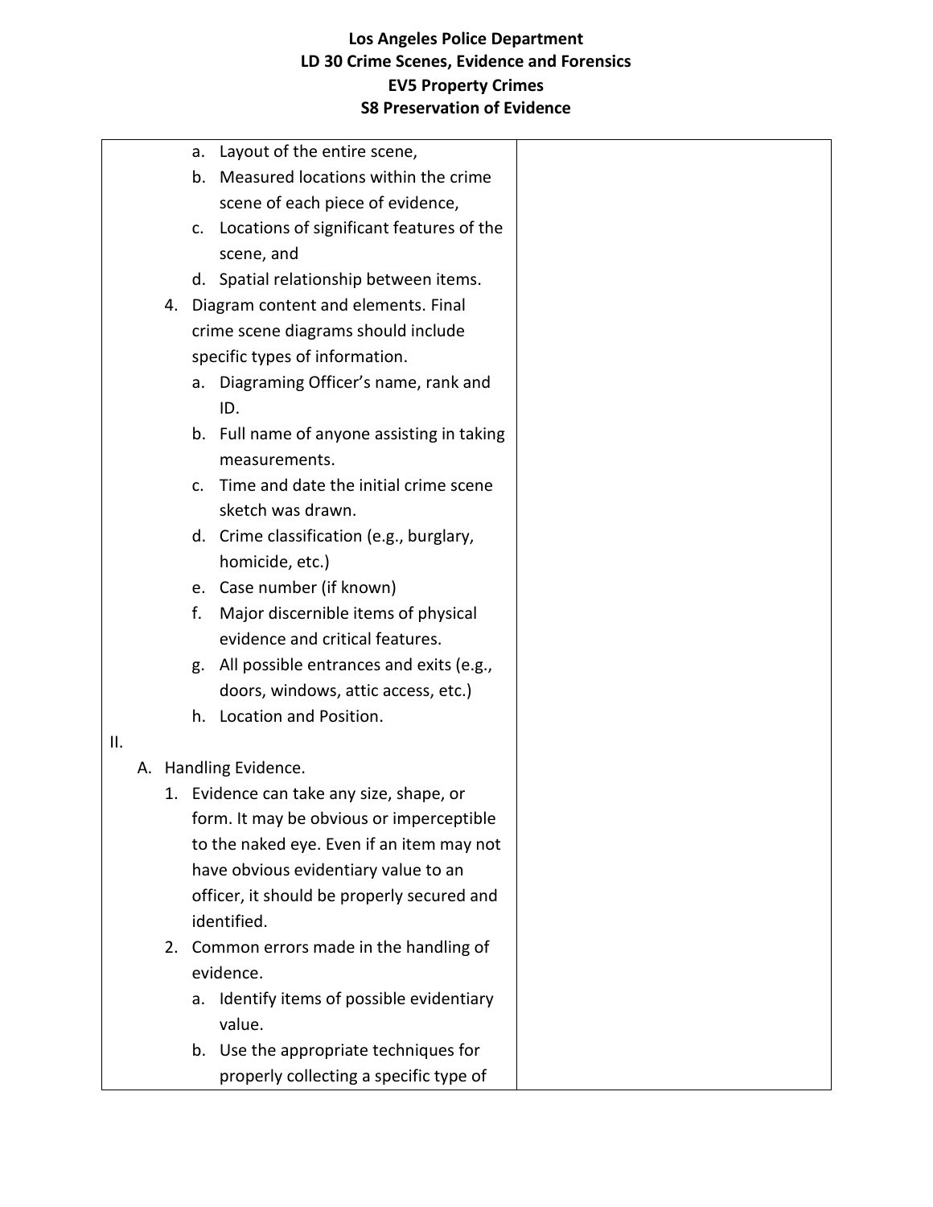a. Layout of the entire scene,
b. Measured locations within the crime scene of each piece of evidence,
c. Locations of significant features of the scene, and
d. Spatial relationship between items.

4. Diagram content and elements. Final crime scene diagrams should include specific types of information.
   a. Diagraming Officer's name, rank and ID.
   b. Full name of anyone assisting in taking measurements.
   c. Time and date the initial crime scene sketch was drawn.
   d. Crime classification (e.g., burglary, homicide, etc.)
   e. Case number (if known)
   f. Major discernible items of physical evidence and critical features.
   g. All possible entrances and exits (e.g., doors, windows, attic access, etc.)
   h. Location and Position.

II.

A. Handling Evidence.
   1. Evidence can take any size, shape, or form. It may be obvious or imperceptible to the naked eye. Even if an item may not have obvious evidentiary value to an officer, it should be properly secured and identified.
   2. Common errors made in the handling of evidence.
      a. Identify items of possible evidentiary value.
      b. Use the appropriate techniques for properly collecting a specific type of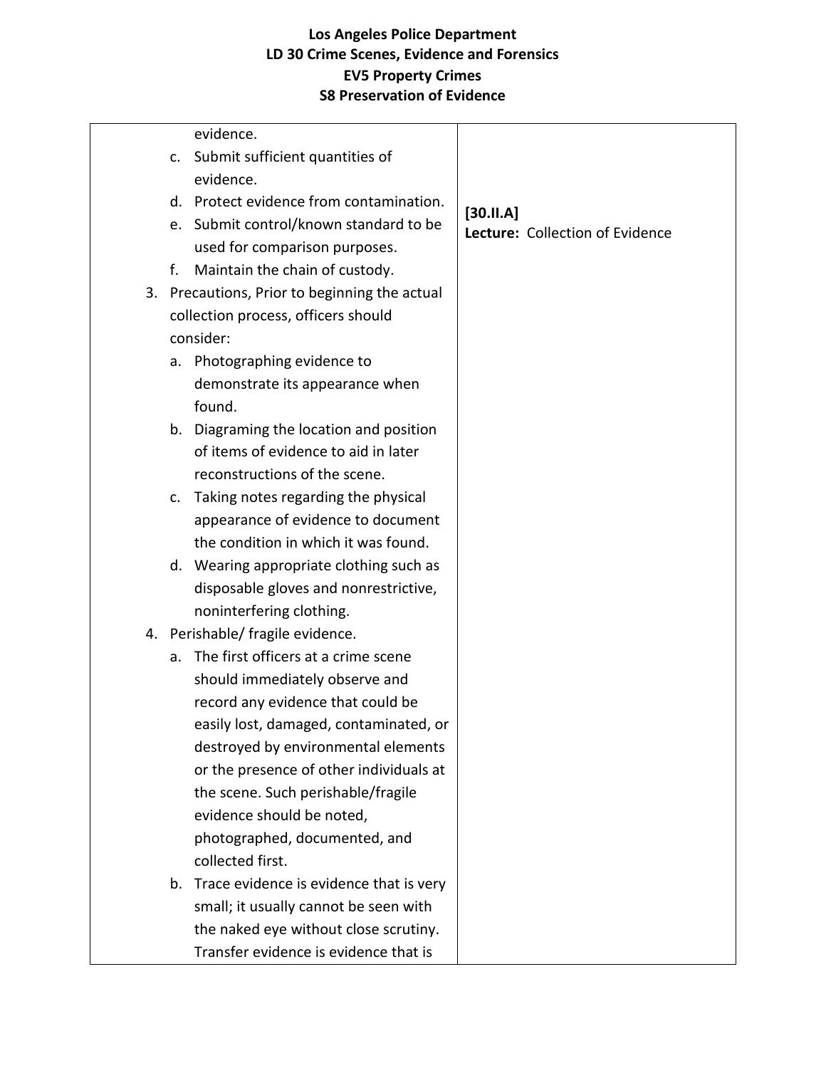| | |
|---|---|
| evidence.<br>c. Submit sufficient quantities of evidence.<br>d. Protect evidence from contamination.<br>e. Submit control/known standard to be used for comparison purposes.<br>f. Maintain the chain of custody.<br>3. Precautions, Prior to beginning the actual collection process, officers should consider:<br>a. Photographing evidence to demonstrate its appearance when found.<br>b. Diagraming the location and position of items of evidence to aid in later reconstructions of the scene.<br>c. Taking notes regarding the physical appearance of evidence to document the condition in which it was found.<br>d. Wearing appropriate clothing such as disposable gloves and nonrestrictive, noninterfering clothing.<br>4. Perishable/ fragile evidence.<br>a. The first officers at a crime scene should immediately observe and record any evidence that could be easily lost, damaged, contaminated, or destroyed by environmental elements or the presence of other individuals at the scene. Such perishable/fragile evidence should be noted, photographed, documented, and collected first.<br>b. Trace evidence is evidence that is very small; it usually cannot be seen with the naked eye without close scrutiny. Transfer evidence is evidence that is | **[30.II.A]**<br>**Lecture:** Collection of Evidence |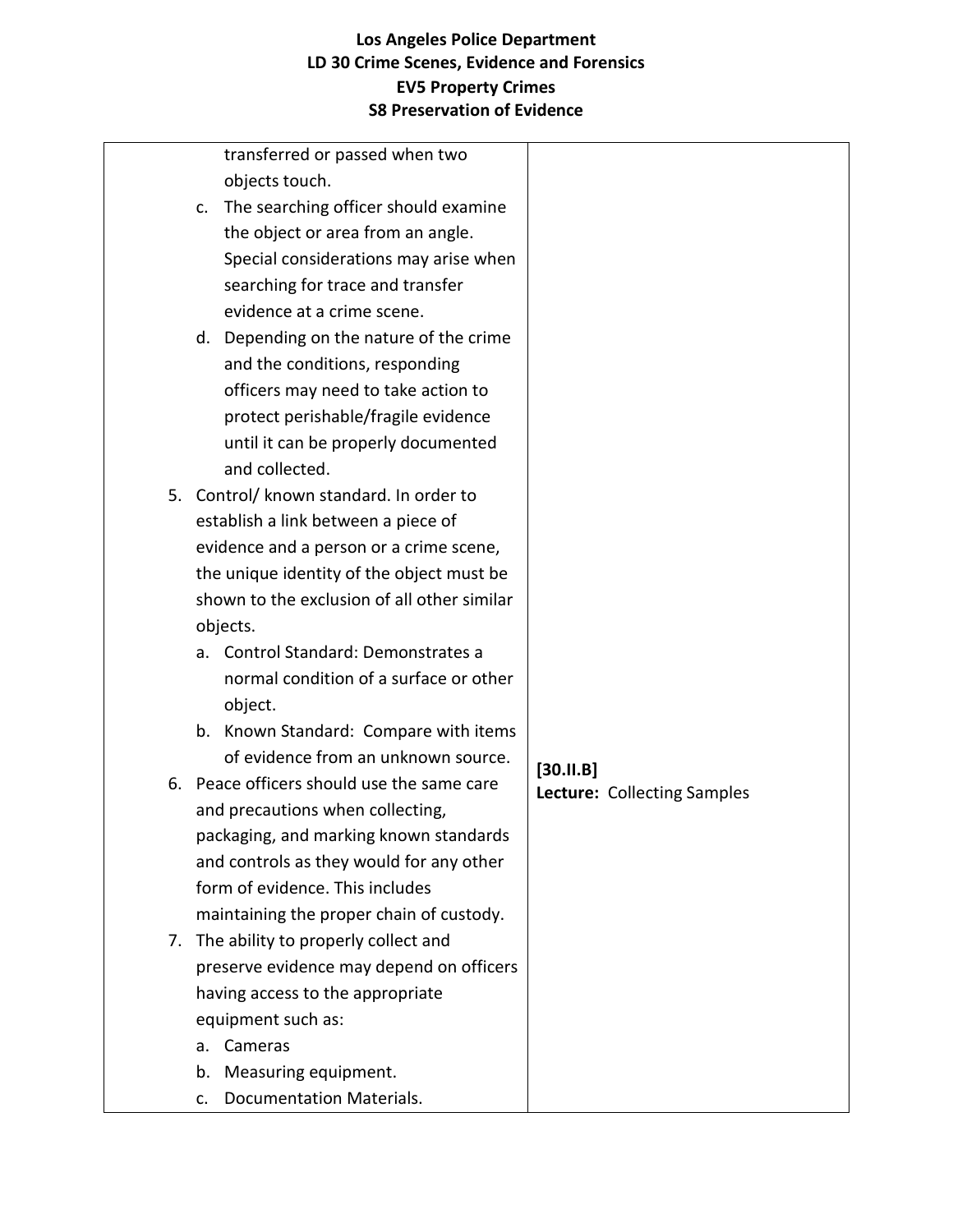| | |
|---|---|
| transferred or passed when two objects touch.<br>c. The searching officer should examine the object or area from an angle. Special considerations may arise when searching for trace and transfer evidence at a crime scene.<br>d. Depending on the nature of the crime and the conditions, responding officers may need to take action to protect perishable/fragile evidence until it can be properly documented and collected.<br>5. Control/ known standard. In order to establish a link between a piece of evidence and a person or a crime scene, the unique identity of the object must be shown to the exclusion of all other similar objects.<br>a. Control Standard: Demonstrates a normal condition of a surface or other object.<br>b. Known Standard: Compare with items of evidence from an unknown source.<br>6. Peace officers should use the same care and precautions when collecting, packaging, and marking known standards and controls as they would for any other form of evidence. This includes maintaining the proper chain of custody.<br>7. The ability to properly collect and preserve evidence may depend on officers having access to the appropriate equipment such as:<br>a. Cameras<br>b. Measuring equipment.<br>c. Documentation Materials. | **[30.II.B]**<br>**Lecture:** Collecting Samples |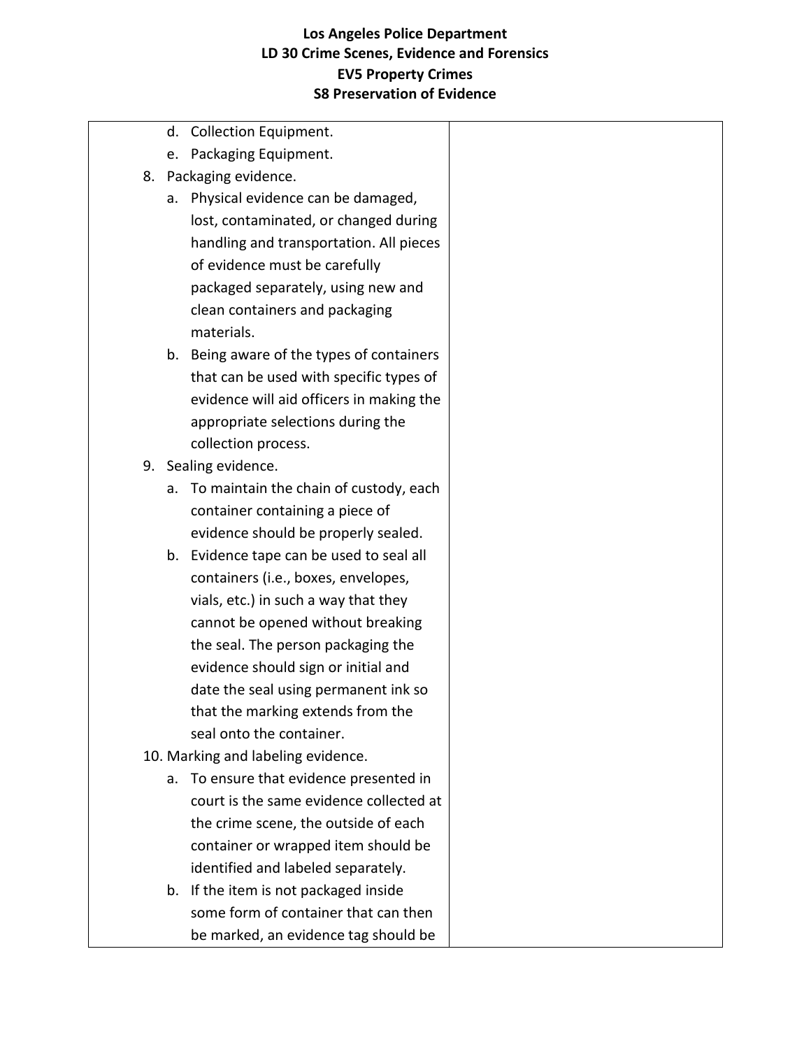d. Collection Equipment.

e. Packaging Equipment.

8. Packaging evidence.
   a. Physical evidence can be damaged, lost, contaminated, or changed during handling and transportation. All pieces of evidence must be carefully packaged separately, using new and clean containers and packaging materials.
   b. Being aware of the types of containers that can be used with specific types of evidence will aid officers in making the appropriate selections during the collection process.
9. Sealing evidence.
   a. To maintain the chain of custody, each container containing a piece of evidence should be properly sealed.
   b. Evidence tape can be used to seal all containers (i.e., boxes, envelopes, vials, etc.) in such a way that they cannot be opened without breaking the seal. The person packaging the evidence should sign or initial and date the seal using permanent ink so that the marking extends from the seal onto the container.
10. Marking and labeling evidence.
    a. To ensure that evidence presented in court is the same evidence collected at the crime scene, the outside of each container or wrapped item should be identified and labeled separately.
    b. If the item is not packaged inside some form of container that can then be marked, an evidence tag should be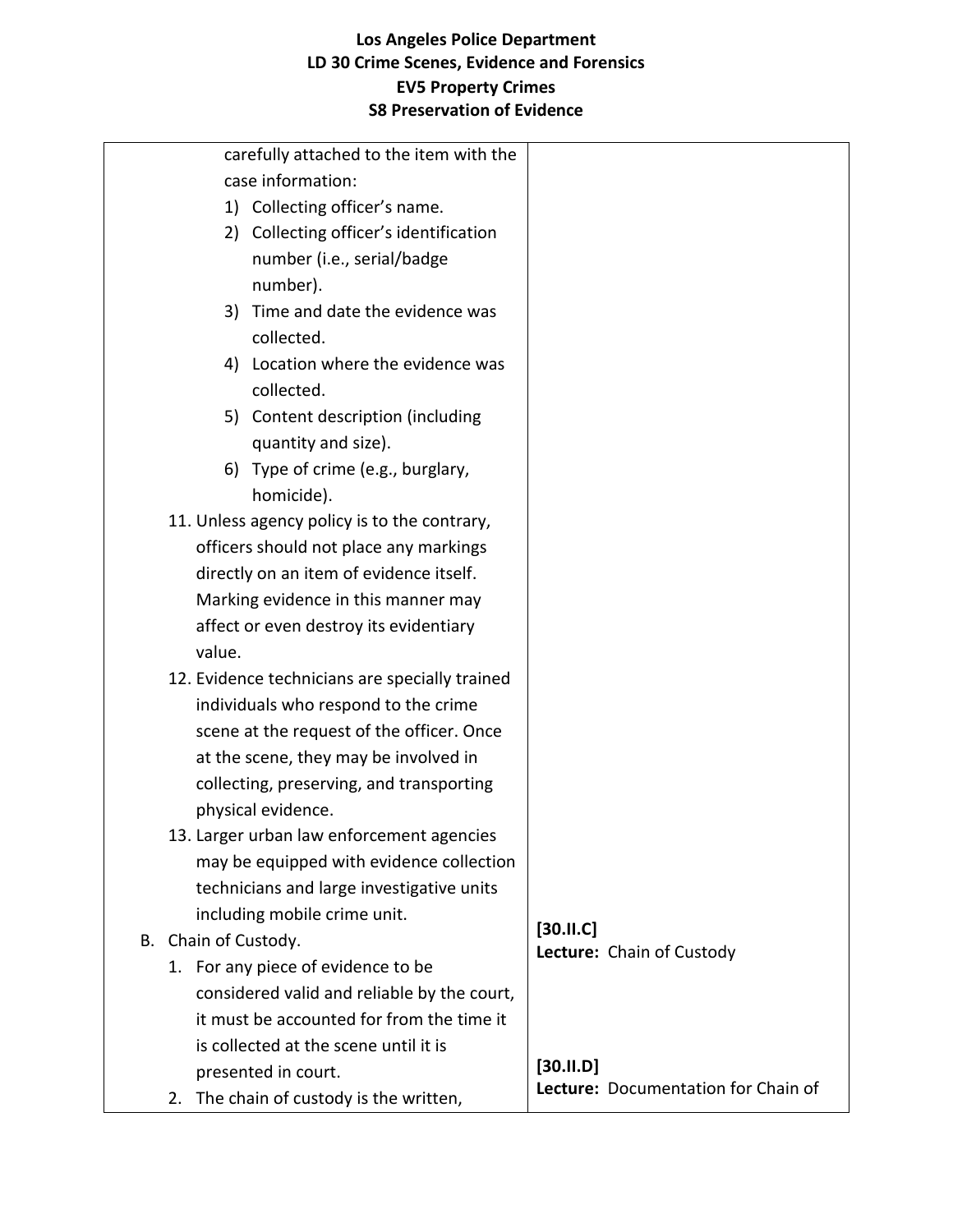| | |
|---|---|
| carefully attached to the item with the case information:<br>1) Collecting officer's name.<br>2) Collecting officer's identification number (i.e., serial/badge number).<br>3) Time and date the evidence was collected.<br>4) Location where the evidence was collected.<br>5) Content description (including quantity and size).<br>6) Type of crime (e.g., burglary, homicide).<br>11. Unless agency policy is to the contrary, officers should not place any markings directly on an item of evidence itself. Marking evidence in this manner may affect or even destroy its evidentiary value.<br>12. Evidence technicians are specially trained individuals who respond to the crime scene at the request of the officer. Once at the scene, they may be involved in collecting, preserving, and transporting physical evidence.<br>13. Larger urban law enforcement agencies may be equipped with evidence collection technicians and large investigative units including mobile crime unit. | |
| B. Chain of Custody.<br>1. For any piece of evidence to be considered valid and reliable by the court, it must be accounted for from the time it is collected at the scene until it is presented in court. | **[30.II.C]**<br>**Lecture:** Chain of Custody |
| 2. The chain of custody is the written, | **[30.II.D]**<br>**Lecture:** Documentation for Chain of |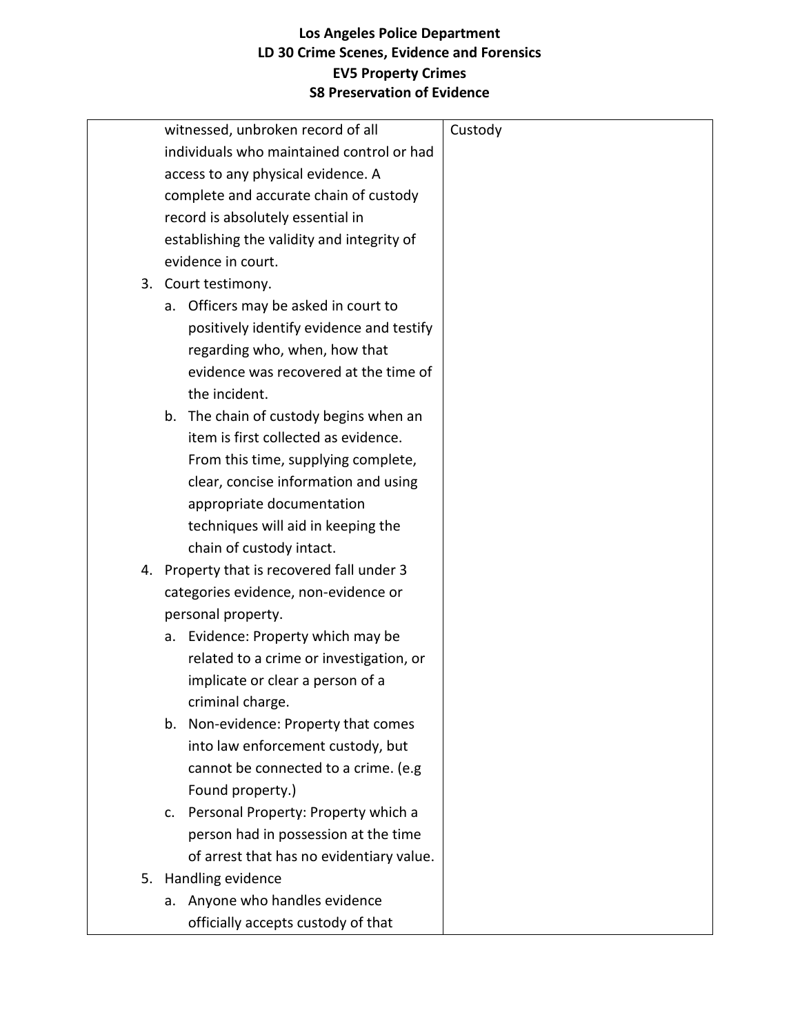| | |
|---|---|
| witnessed, unbroken record of all individuals who maintained control or had access to any physical evidence. A complete and accurate chain of custody record is absolutely essential in establishing the validity and integrity of evidence in court.<br>3. Court testimony.<br>&nbsp;&nbsp;&nbsp;a. Officers may be asked in court to positively identify evidence and testify regarding who, when, how that evidence was recovered at the time of the incident.<br>&nbsp;&nbsp;&nbsp;b. The chain of custody begins when an item is first collected as evidence. From this time, supplying complete, clear, concise information and using appropriate documentation techniques will aid in keeping the chain of custody intact.<br>4. Property that is recovered fall under 3 categories evidence, non-evidence or personal property.<br>&nbsp;&nbsp;&nbsp;a. Evidence: Property which may be related to a crime or investigation, or implicate or clear a person of a criminal charge.<br>&nbsp;&nbsp;&nbsp;b. Non-evidence: Property that comes into law enforcement custody, but cannot be connected to a crime. (e.g Found property.)<br>&nbsp;&nbsp;&nbsp;c. Personal Property: Property which a person had in possession at the time of arrest that has no evidentiary value.<br>5. Handling evidence<br>&nbsp;&nbsp;&nbsp;a. Anyone who handles evidence officially accepts custody of that | Custody |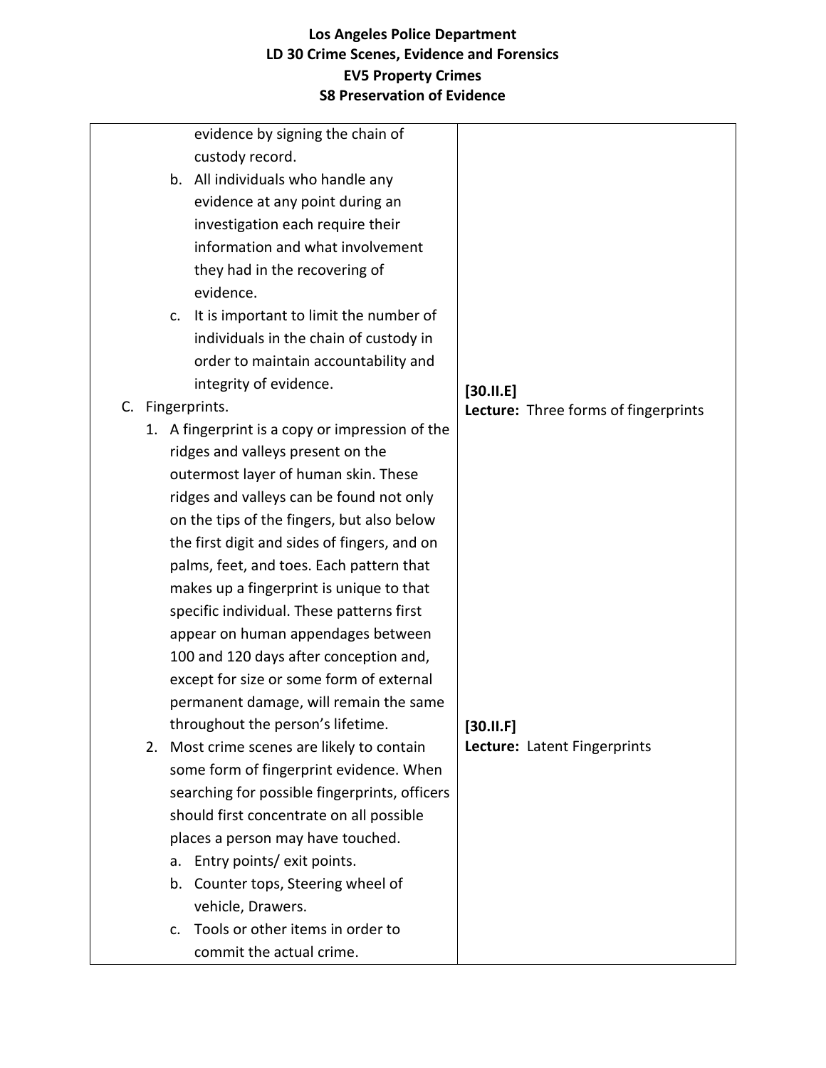| | |
|---|---|
| evidence by signing the chain of custody record.<br>b. All individuals who handle any evidence at any point during an investigation each require their information and what involvement they had in the recovering of evidence.<br>c. It is important to limit the number of individuals in the chain of custody in order to maintain accountability and integrity of evidence. | |
| C. Fingerprints.<br>1. A fingerprint is a copy or impression of the ridges and valleys present on the outermost layer of human skin. These ridges and valleys can be found not only on the tips of the fingers, but also below the first digit and sides of fingers, and on palms, feet, and toes. Each pattern that makes up a fingerprint is unique to that specific individual. These patterns first appear on human appendages between 100 and 120 days after conception and, except for size or some form of external permanent damage, will remain the same throughout the person's lifetime. | **[30.II.E]**<br>**Lecture:** Three forms of fingerprints |
| 2. Most crime scenes are likely to contain some form of fingerprint evidence. When searching for possible fingerprints, officers should first concentrate on all possible places a person may have touched.<br>a. Entry points/ exit points.<br>b. Counter tops, Steering wheel of vehicle, Drawers.<br>c. Tools or other items in order to commit the actual crime. | **[30.II.F]**<br>**Lecture:** Latent Fingerprints |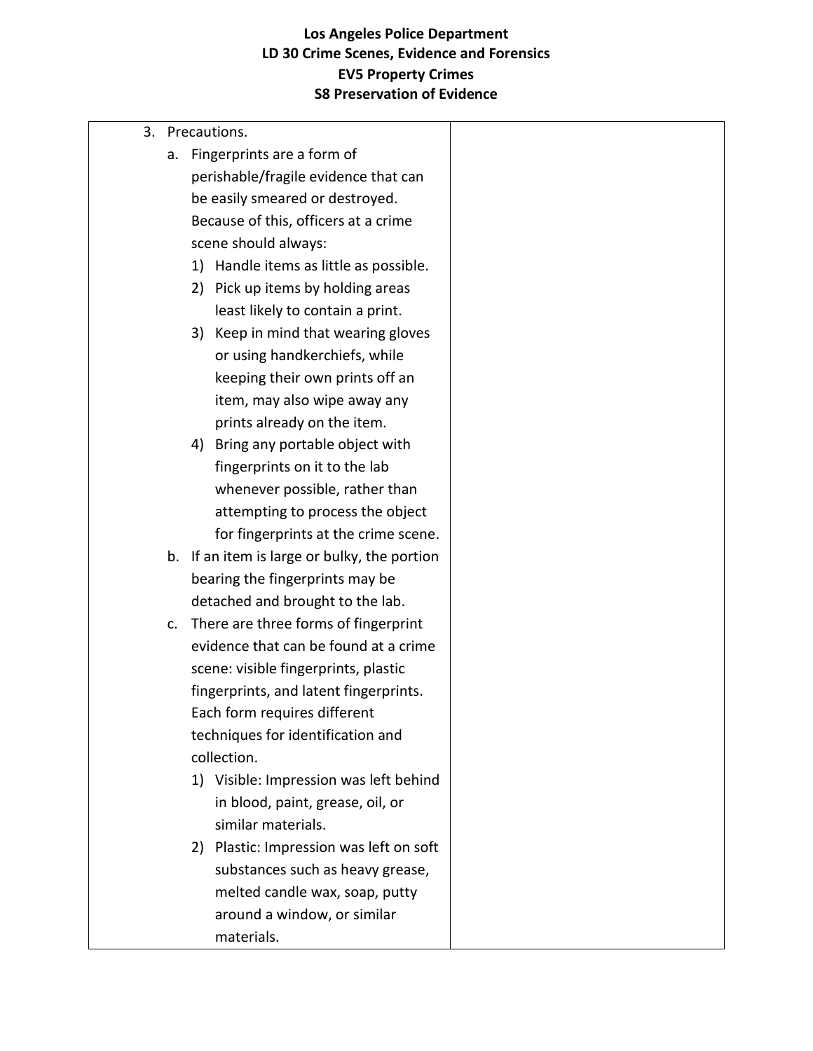3. Precautions.
   a. Fingerprints are a form of perishable/fragile evidence that can be easily smeared or destroyed. Because of this, officers at a crime scene should always:
      1) Handle items as little as possible.
      2) Pick up items by holding areas least likely to contain a print.
      3) Keep in mind that wearing gloves or using handkerchiefs, while keeping their own prints off an item, may also wipe away any prints already on the item.
      4) Bring any portable object with fingerprints on it to the lab whenever possible, rather than attempting to process the object for fingerprints at the crime scene.
   b. If an item is large or bulky, the portion bearing the fingerprints may be detached and brought to the lab.
   c. There are three forms of fingerprint evidence that can be found at a crime scene: visible fingerprints, plastic fingerprints, and latent fingerprints. Each form requires different techniques for identification and collection.
      1) Visible: Impression was left behind in blood, paint, grease, oil, or similar materials.
      2) Plastic: Impression was left on soft substances such as heavy grease, melted candle wax, soap, putty around a window, or similar materials.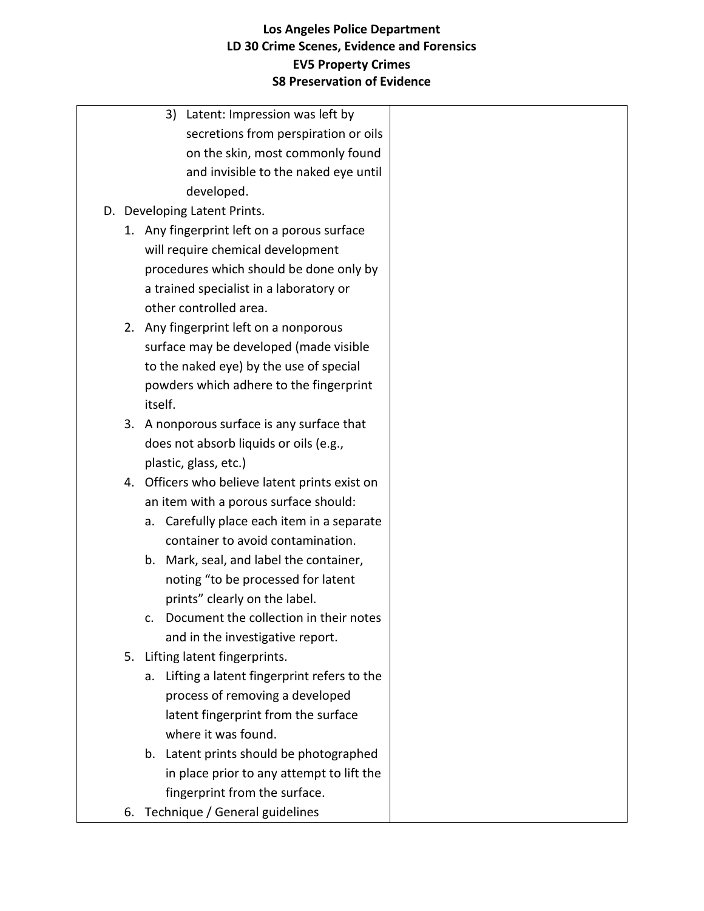3) Latent: Impression was left by secretions from perspiration or oils on the skin, most commonly found and invisible to the naked eye until developed.

D. Developing Latent Prints.
   1. Any fingerprint left on a porous surface will require chemical development procedures which should be done only by a trained specialist in a laboratory or other controlled area.
   2. Any fingerprint left on a nonporous surface may be developed (made visible to the naked eye) by the use of special powders which adhere to the fingerprint itself.
   3. A nonporous surface is any surface that does not absorb liquids or oils (e.g., plastic, glass, etc.)
   4. Officers who believe latent prints exist on an item with a porous surface should:
      a. Carefully place each item in a separate container to avoid contamination.
      b. Mark, seal, and label the container, noting "to be processed for latent prints" clearly on the label.
      c. Document the collection in their notes and in the investigative report.
   5. Lifting latent fingerprints.
      a. Lifting a latent fingerprint refers to the process of removing a developed latent fingerprint from the surface where it was found.
      b. Latent prints should be photographed in place prior to any attempt to lift the fingerprint from the surface.
   6. Technique / General guidelines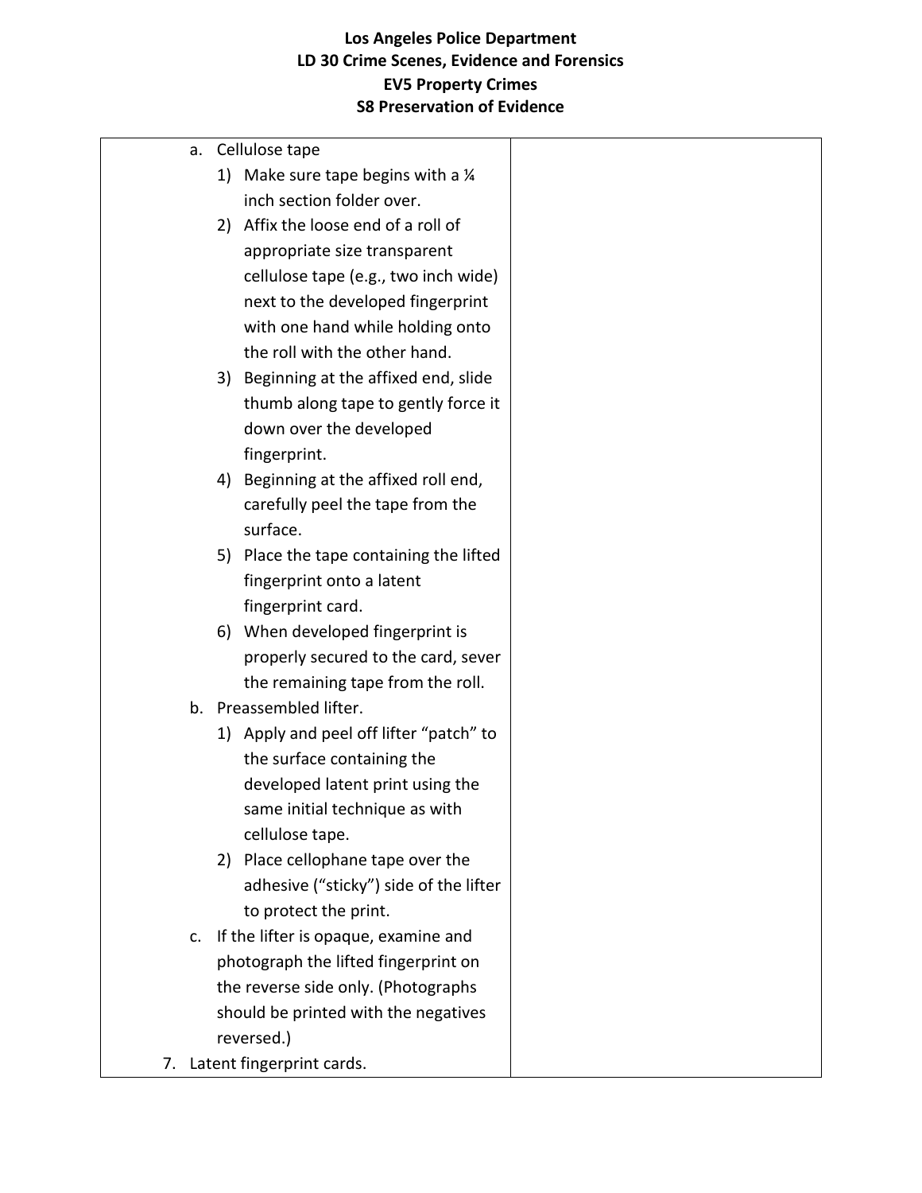| | |
|---|---|
| a. Cellulose tape<br>1) Make sure tape begins with a ¼ inch section folder over.<br>2) Affix the loose end of a roll of appropriate size transparent cellulose tape (e.g., two inch wide) next to the developed fingerprint with one hand while holding onto the roll with the other hand.<br>3) Beginning at the affixed end, slide thumb along tape to gently force it down over the developed fingerprint.<br>4) Beginning at the affixed roll end, carefully peel the tape from the surface.<br>5) Place the tape containing the lifted fingerprint onto a latent fingerprint card.<br>6) When developed fingerprint is properly secured to the card, sever the remaining tape from the roll.<br>b. Preassembled lifter.<br>1) Apply and peel off lifter "patch" to the surface containing the developed latent print using the same initial technique as with cellulose tape.<br>2) Place cellophane tape over the adhesive ("sticky") side of the lifter to protect the print.<br>c. If the lifter is opaque, examine and photograph the lifted fingerprint on the reverse side only. (Photographs should be printed with the negatives reversed.)<br>7. Latent fingerprint cards. | |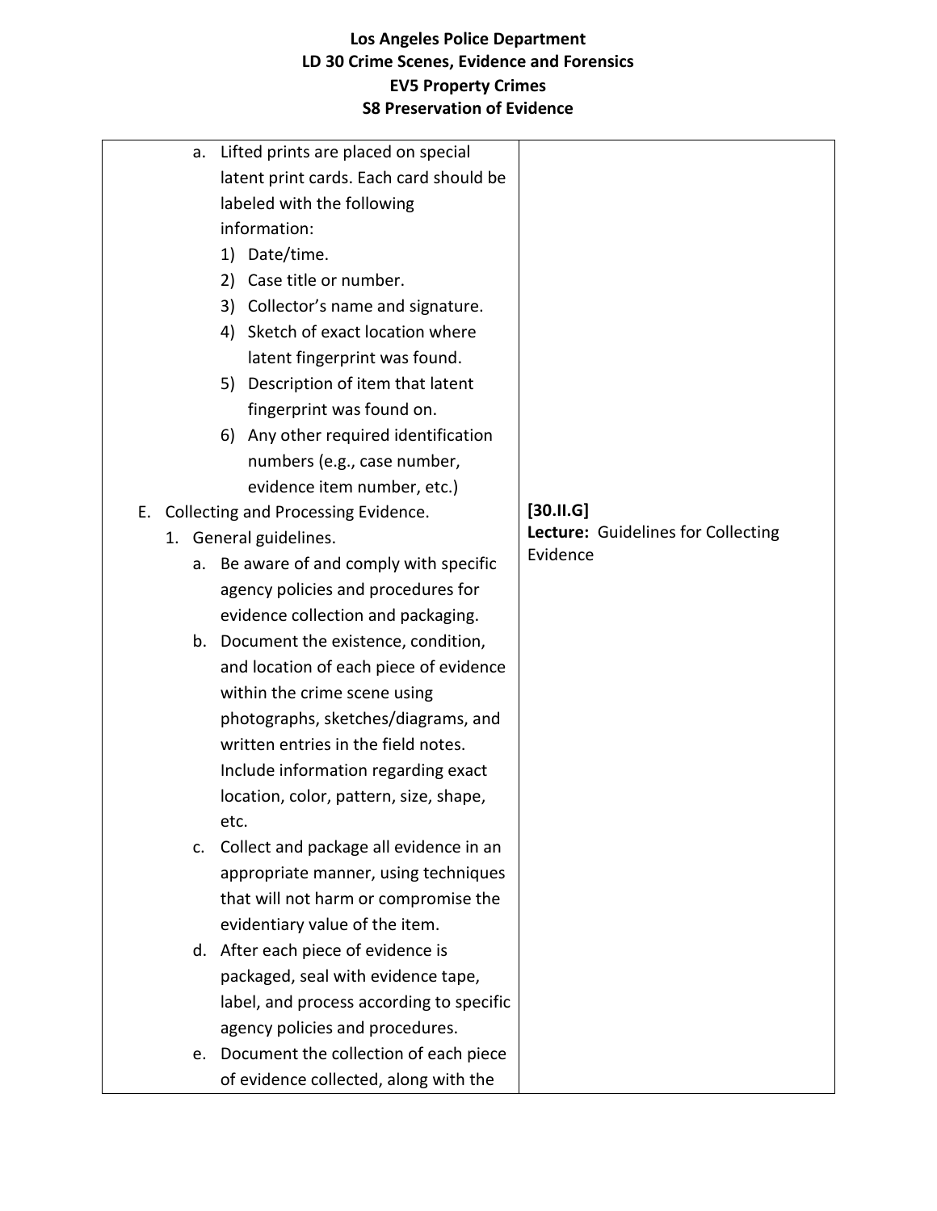| | |
|---|---|
| a. Lifted prints are placed on special latent print cards. Each card should be labeled with the following information:<br>1) Date/time.<br>2) Case title or number.<br>3) Collector's name and signature.<br>4) Sketch of exact location where latent fingerprint was found.<br>5) Description of item that latent fingerprint was found on.<br>6) Any other required identification numbers (e.g., case number, evidence item number, etc.) | |
| E. Collecting and Processing Evidence.<br>1. General guidelines.<br>a. Be aware of and comply with specific agency policies and procedures for evidence collection and packaging.<br>b. Document the existence, condition, and location of each piece of evidence within the crime scene using photographs, sketches/diagrams, and written entries in the field notes. Include information regarding exact location, color, pattern, size, shape, etc.<br>c. Collect and package all evidence in an appropriate manner, using techniques that will not harm or compromise the evidentiary value of the item.<br>d. After each piece of evidence is packaged, seal with evidence tape, label, and process according to specific agency policies and procedures.<br>e. Document the collection of each piece of evidence collected, along with the | **[30.II.G]**<br>**Lecture:** Guidelines for Collecting Evidence |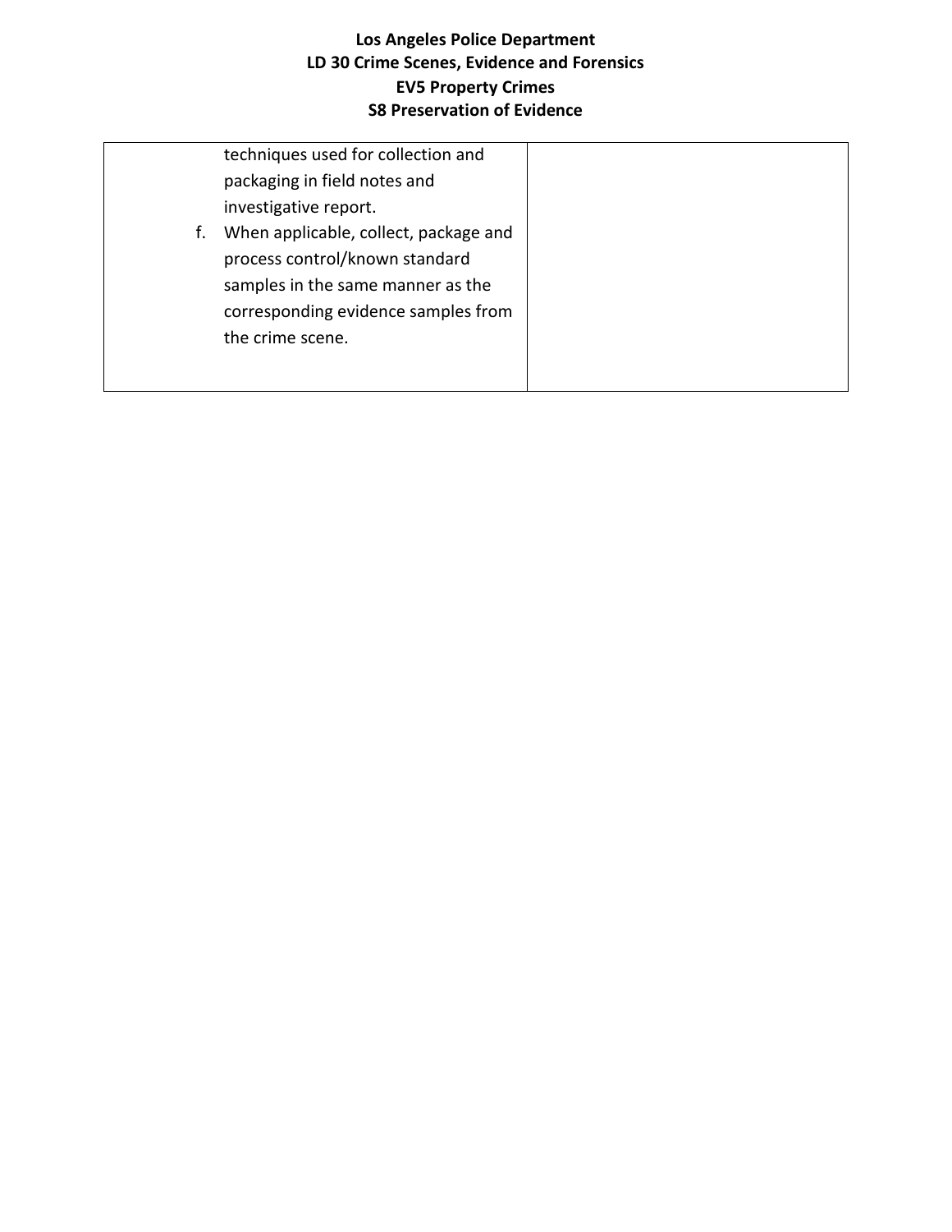| | |
|---|---|
| techniques used for collection and packaging in field notes and investigative report.<br>f. When applicable, collect, package and process control/known standard samples in the same manner as the corresponding evidence samples from the crime scene. | |